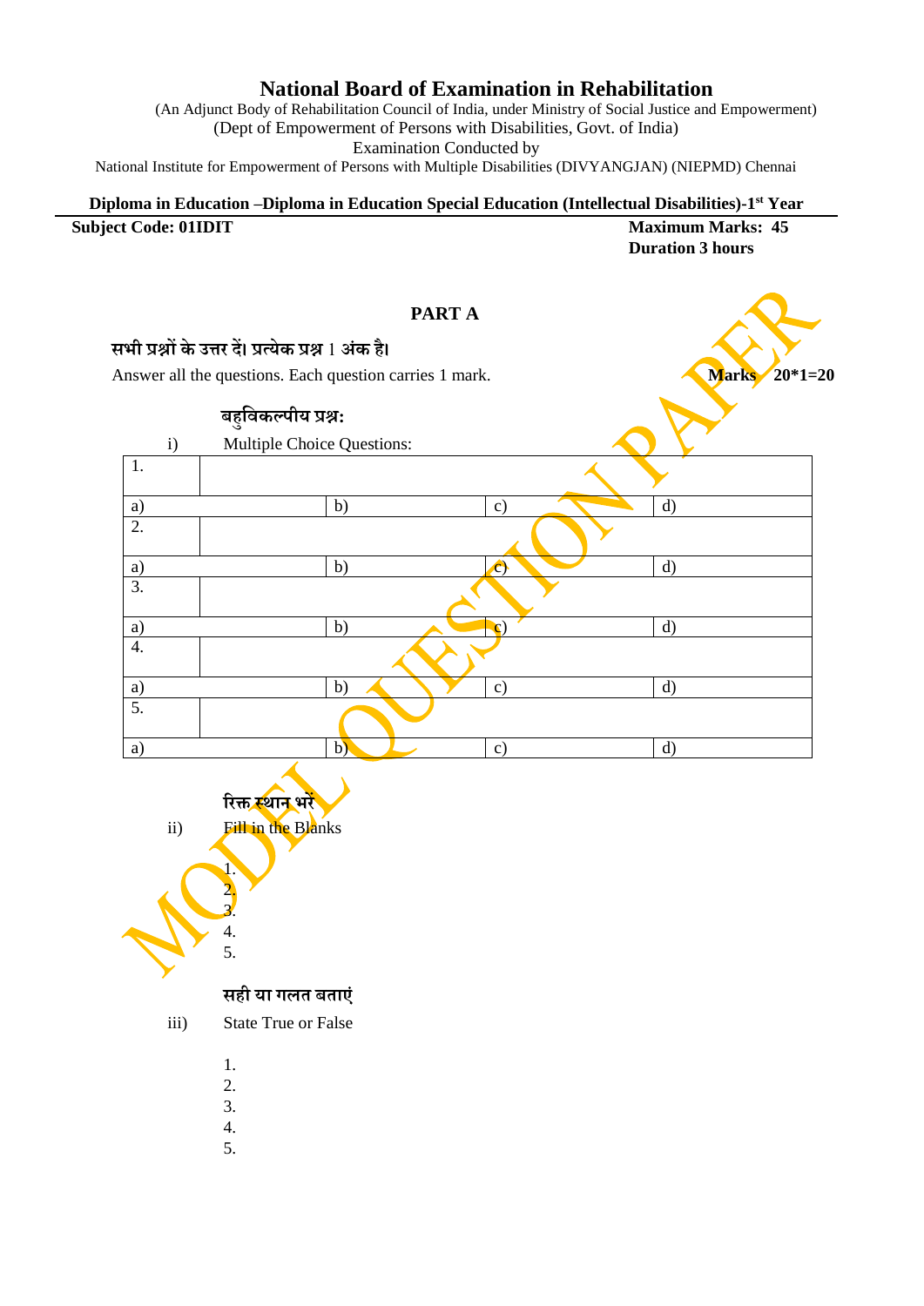# National Board of Examination in Rehabilitation

(An Adjunct Body of Rehabilitation Council of India, under Ministry of Social Justice and Empowerment)
(Dept of Empowerment of Persons with Disabilities, Govt. of India)
Examination Conducted by
National Institute for Empowerment of Persons with Multiple Disabilities (DIVYANGJAN) (NIEPMD) Chennai

**Diploma in Education –Diploma in Education Special Education (Intellectual Disabilities)-1st Year**

**Subject Code: 01IDIT** **Maximum Marks: 45**
**Duration 3 hours**

## PART A

**सभी प्रश्नों के उत्तर दें। प्रत्येक प्रश्न 1 अंक है।**

Answer all the questions. Each question carries 1 mark. **Marks 20*1=20**

**बहुविकल्पीय प्रश्न:**

i) Multiple Choice Questions:

| 1. | | | |
|---|---|---|---|
| a) | b) | c) | d) |
| 2. | | | |
| a) | b) | c) | d) |
| 3. | | | |
| a) | b) | c) | d) |
| 4. | | | |
| a) | b) | c) | d) |
| 5. | | | |
| a) | b) | c) | d) |

**रिक्त स्थान भरें**

ii) Fill in the Blanks

1.
2.
3.
4.
5.

**सही या गलत बताएं**

iii) State True or False

1.
2.
3.
4.
5.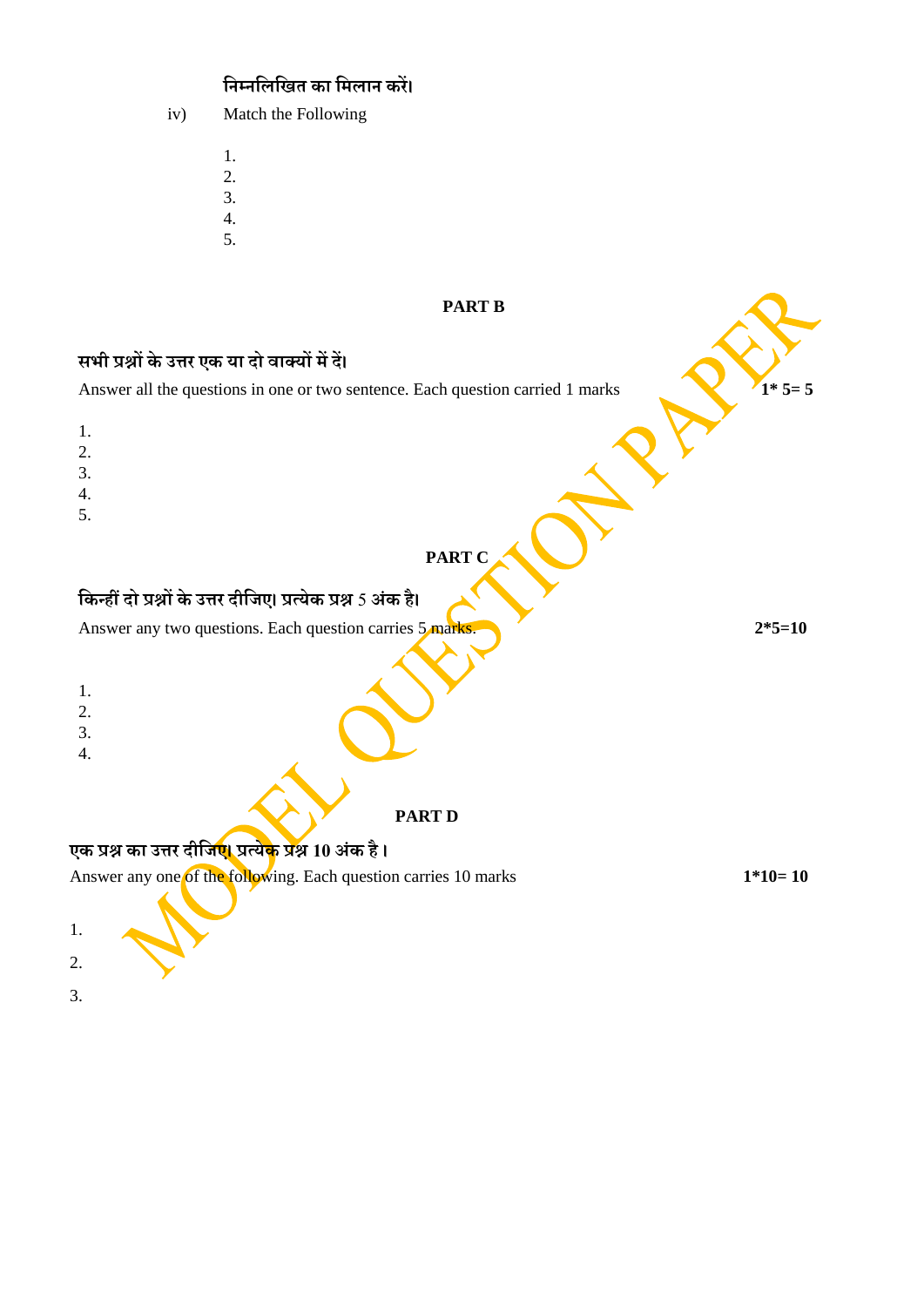निम्नलिखित का मिलान करें।

iv) Match the Following

1.
2.
3.
4.
5.

## PART B

**सभी प्रश्नों के उत्तर एक या दो वाक्यों में दें।**

Answer all the questions in one or two sentence. Each question carried 1 marks **1* 5= 5**

1.
2.
3.
4.
5.

## PART C

**किन्हीं दो प्रश्नों के उत्तर दीजिए। प्रत्येक प्रश्न 5 अंक है।**

Answer any two questions. Each question carries 5 marks. **2*5=10**

1.
2.
3.
4.

## PART D

**एक प्रश्न का उत्तर दीजिए। प्रत्येक प्रश्न 10 अंक है।**

Answer any one of the following. Each question carries 10 marks **1*10= 10**

1.
2.
3.